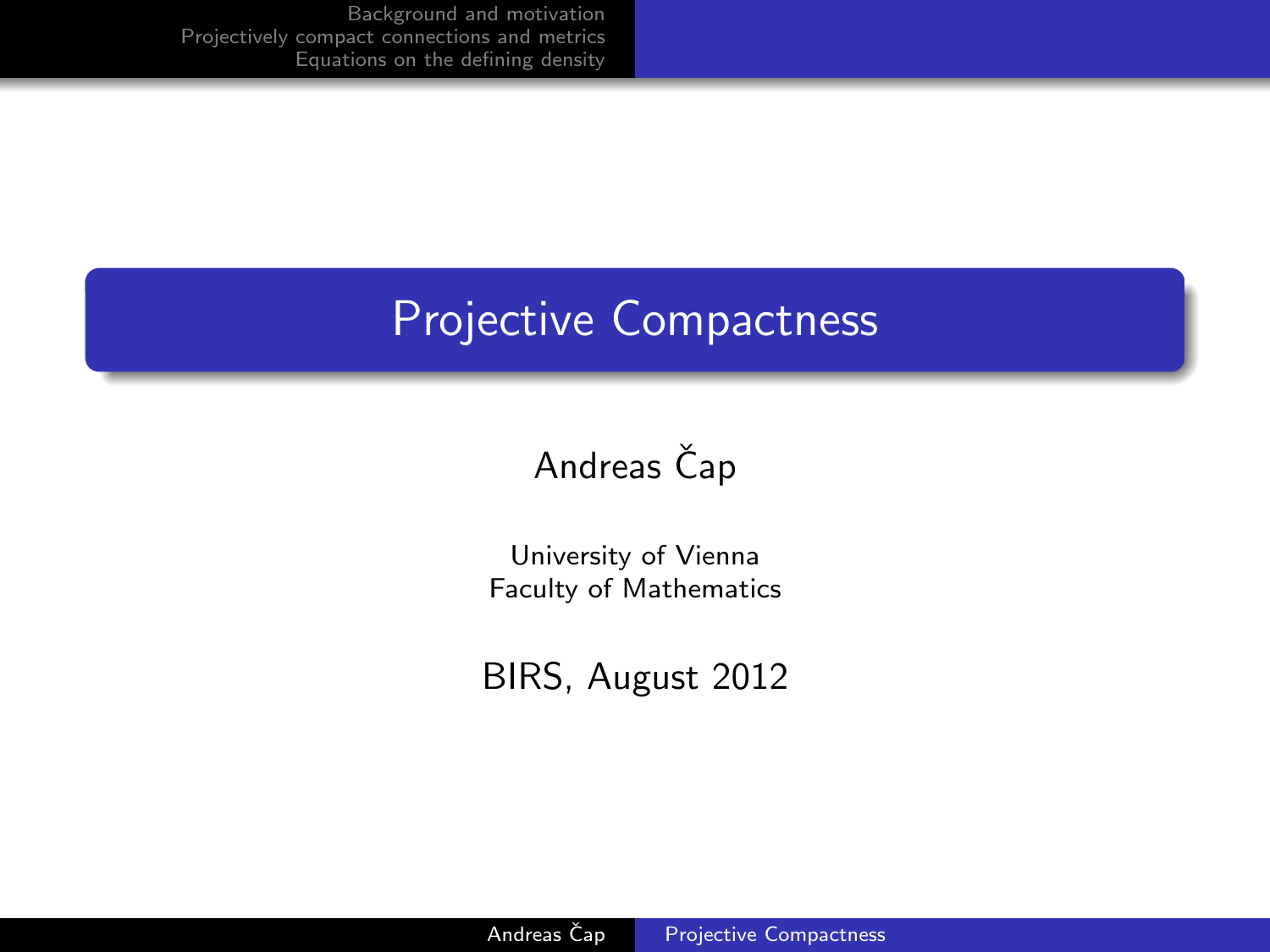# Projective Compactness

Andreas Čap

University of Vienna
Faculty of Mathematics

BIRS, August 2012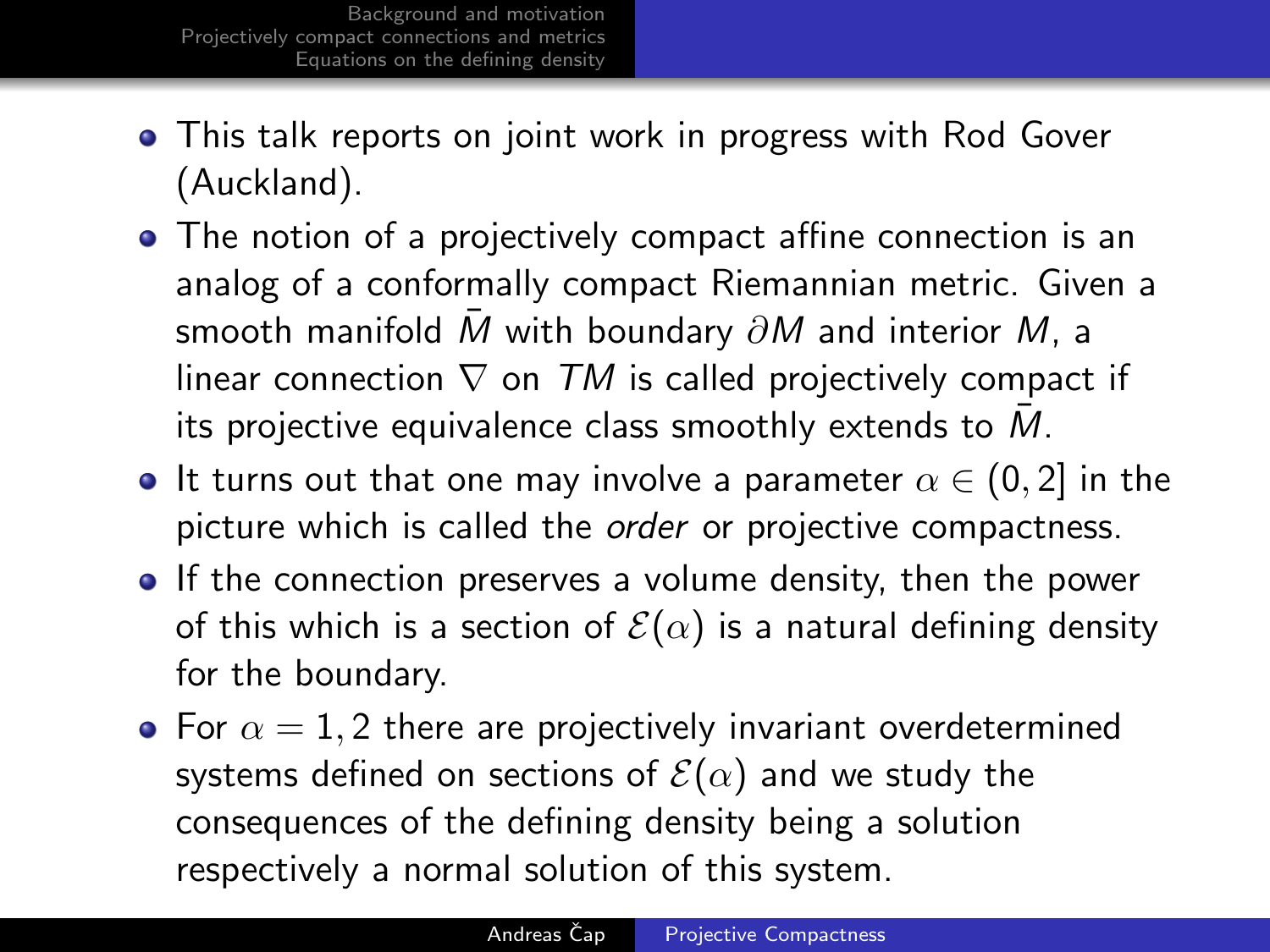- This talk reports on joint work in progress with Rod Gover (Auckland).
- The notion of a projectively compact affine connection is an analog of a conformally compact Riemannian metric. Given a smooth manifold $\bar{M}$ with boundary $\partial M$ and interior $M$, a linear connection $\nabla$ on $TM$ is called projectively compact if its projective equivalence class smoothly extends to $\bar{M}$.
- It turns out that one may involve a parameter $\alpha \in (0, 2]$ in the picture which is called the *order* or projective compactness.
- If the connection preserves a volume density, then the power of this which is a section of $\mathcal{E}(\alpha)$ is a natural defining density for the boundary.
- For $\alpha = 1, 2$ there are projectively invariant overdetermined systems defined on sections of $\mathcal{E}(\alpha)$ and we study the consequences of the defining density being a solution respectively a normal solution of this system.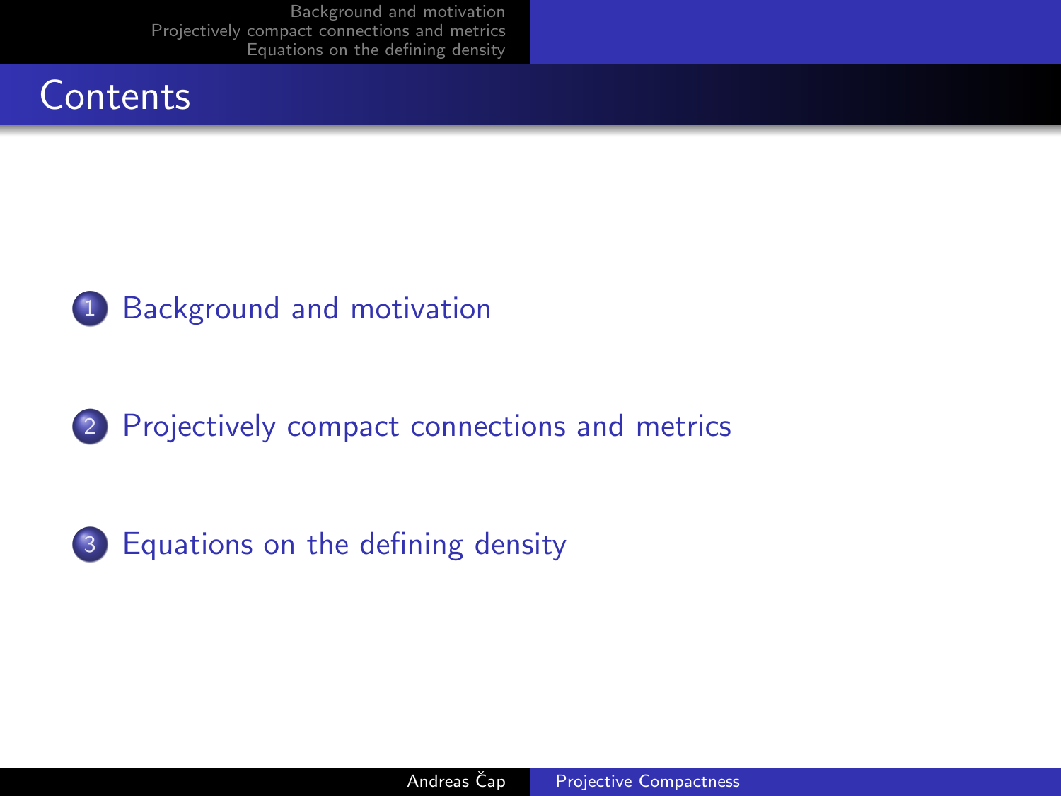# Contents

1. Background and motivation
2. Projectively compact connections and metrics
3. Equations on the defining density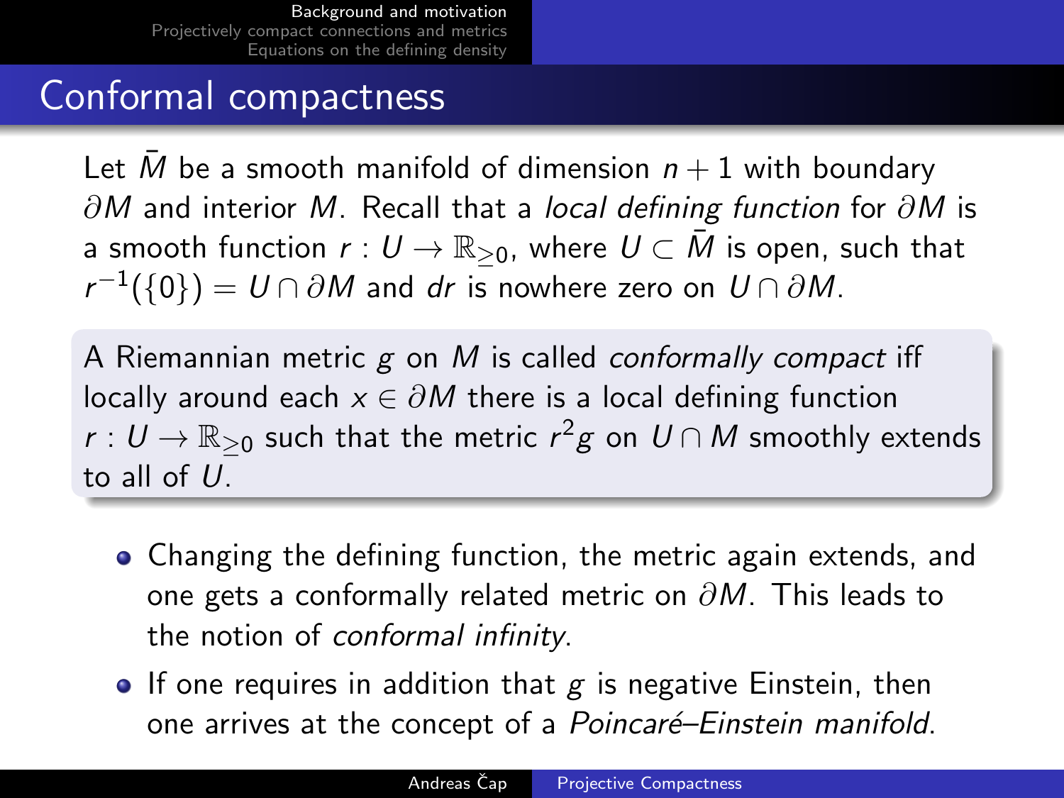## Conformal compactness

Let $\bar{M}$ be a smooth manifold of dimension $n+1$ with boundary $\partial M$ and interior $M$. Recall that a *local defining function* for $\partial M$ is a smooth function $r : U \to \mathbb{R}_{\geq 0}$, where $U \subset \bar{M}$ is open, such that $r^{-1}(\{0\}) = U \cap \partial M$ and $dr$ is nowhere zero on $U \cap \partial M$.

A Riemannian metric $g$ on $M$ is called *conformally compact* iff locally around each $x \in \partial M$ there is a local defining function $r : U \to \mathbb{R}_{\geq 0}$ such that the metric $r^2 g$ on $U \cap M$ smoothly extends to all of $U$.

- Changing the defining function, the metric again extends, and one gets a conformally related metric on $\partial M$. This leads to the notion of *conformal infinity*.
- If one requires in addition that $g$ is negative Einstein, then one arrives at the concept of a *Poincaré–Einstein manifold*.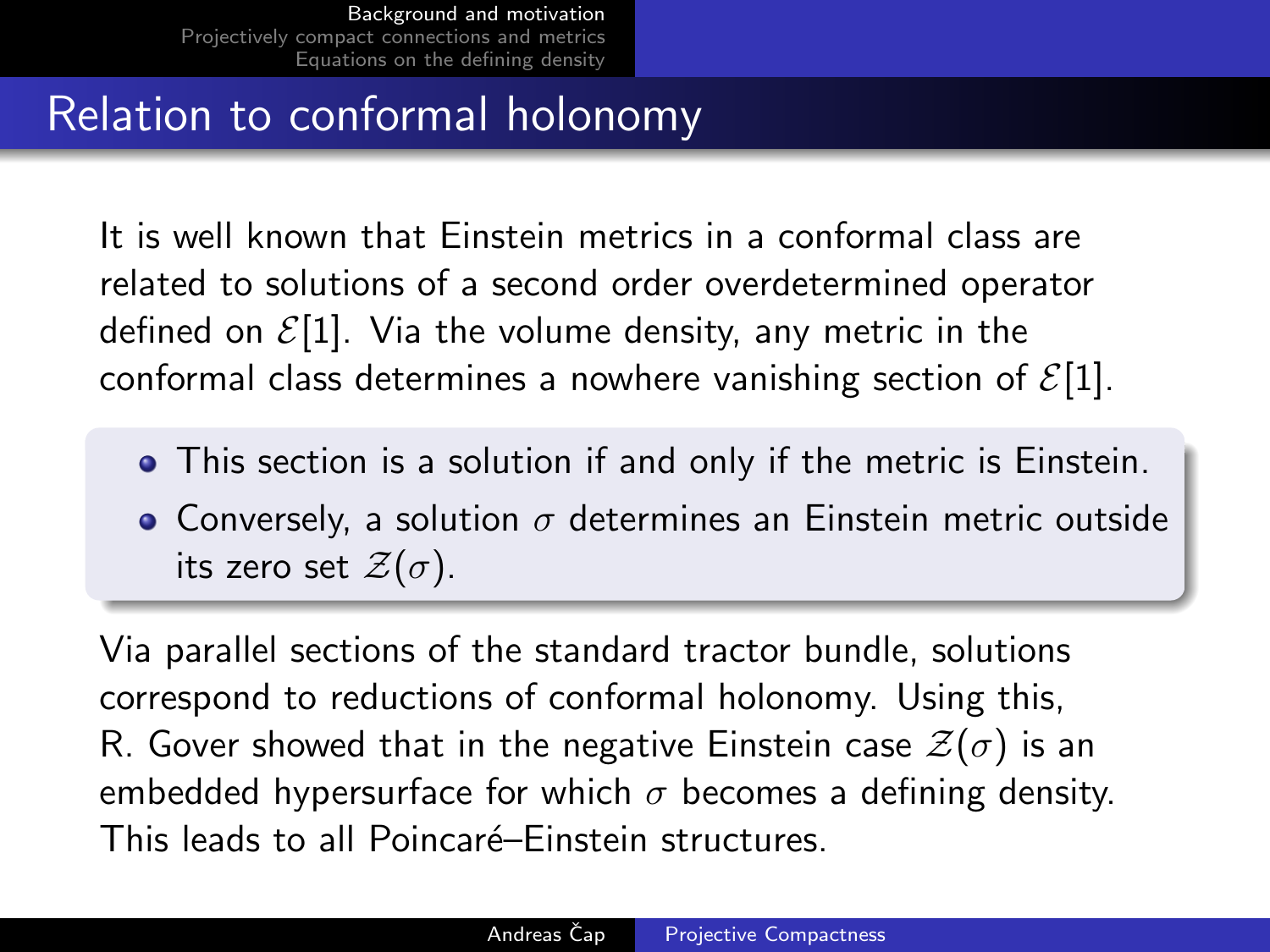## Relation to conformal holonomy

It is well known that Einstein metrics in a conformal class are related to solutions of a second order overdetermined operator defined on $\mathcal{E}[1]$. Via the volume density, any metric in the conformal class determines a nowhere vanishing section of $\mathcal{E}[1]$.

- This section is a solution if and only if the metric is Einstein.
- Conversely, a solution $\sigma$ determines an Einstein metric outside its zero set $\mathcal{Z}(\sigma)$.

Via parallel sections of the standard tractor bundle, solutions correspond to reductions of conformal holonomy. Using this, R. Gover showed that in the negative Einstein case $\mathcal{Z}(\sigma)$ is an embedded hypersurface for which $\sigma$ becomes a defining density. This leads to all Poincaré–Einstein structures.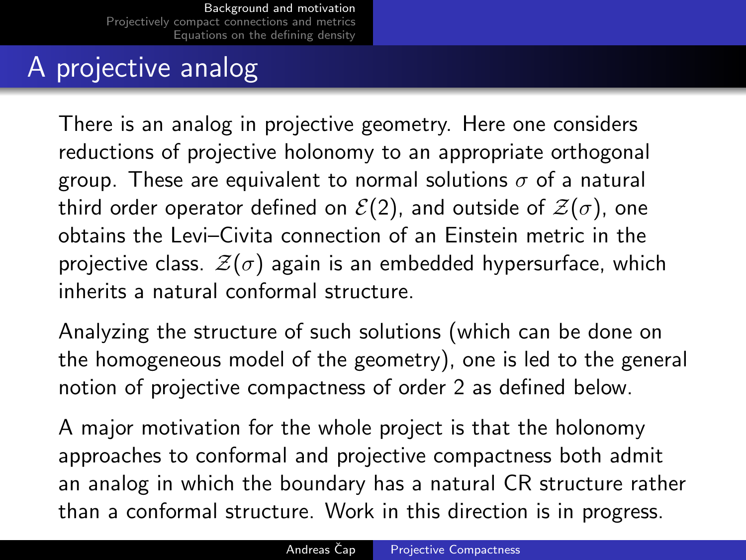# A projective analog

There is an analog in projective geometry. Here one considers reductions of projective holonomy to an appropriate orthogonal group. These are equivalent to normal solutions $\sigma$ of a natural third order operator defined on $\mathcal{E}(2)$, and outside of $\mathcal{Z}(\sigma)$, one obtains the Levi–Civita connection of an Einstein metric in the projective class. $\mathcal{Z}(\sigma)$ again is an embedded hypersurface, which inherits a natural conformal structure.

Analyzing the structure of such solutions (which can be done on the homogeneous model of the geometry), one is led to the general notion of projective compactness of order 2 as defined below.

A major motivation for the whole project is that the holonomy approaches to conformal and projective compactness both admit an analog in which the boundary has a natural CR structure rather than a conformal structure. Work in this direction is in progress.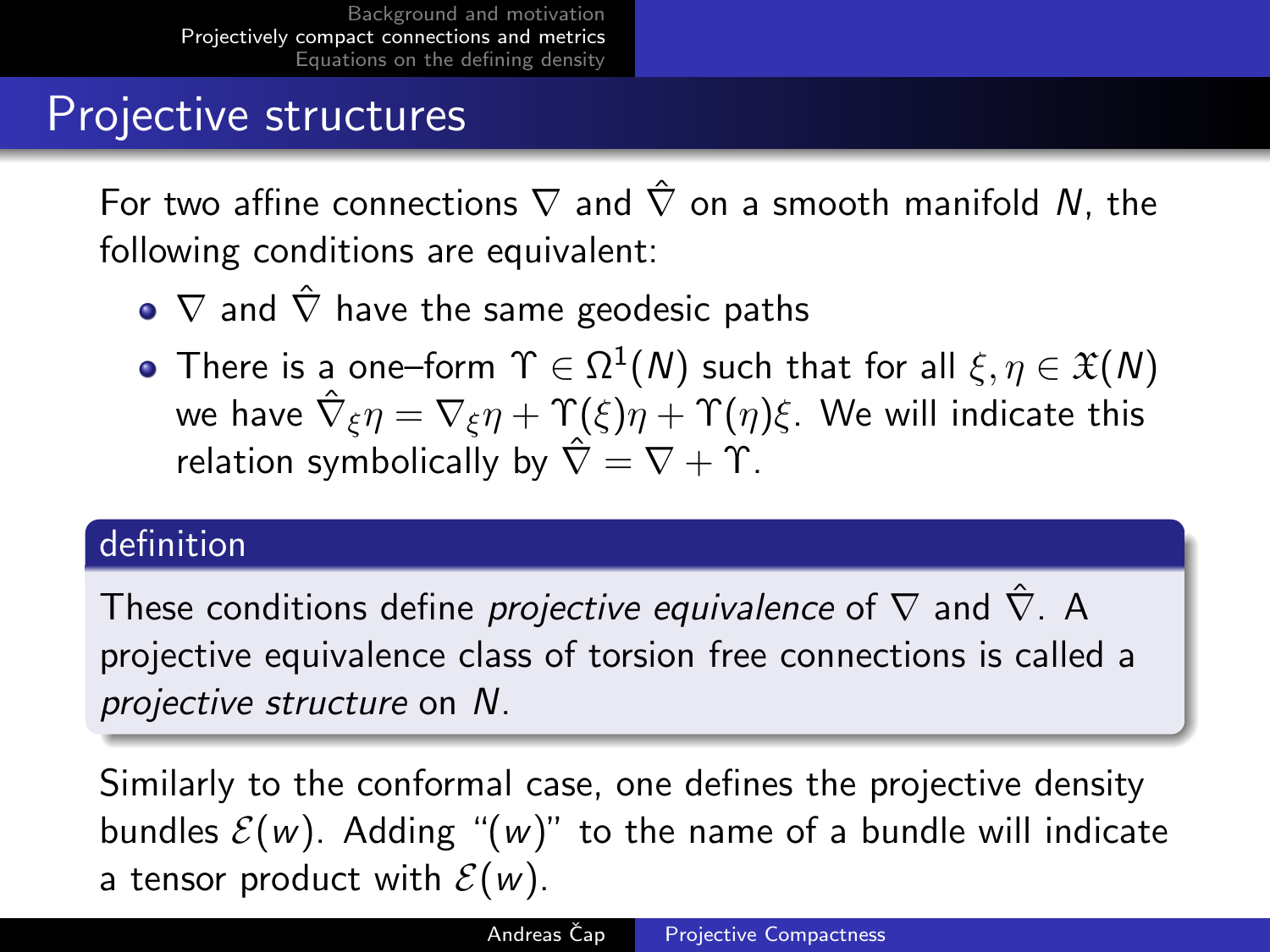# Projective structures

For two affine connections $\nabla$ and $\hat{\nabla}$ on a smooth manifold $N$, the following conditions are equivalent:

- $\nabla$ and $\hat{\nabla}$ have the same geodesic paths
- There is a one–form $\Upsilon \in \Omega^1(N)$ such that for all $\xi, \eta \in \mathfrak{X}(N)$ we have $\hat{\nabla}_\xi \eta = \nabla_\xi \eta + \Upsilon(\xi)\eta + \Upsilon(\eta)\xi$. We will indicate this relation symbolically by $\hat{\nabla} = \nabla + \Upsilon$.

**definition**

These conditions define *projective equivalence* of $\nabla$ and $\hat{\nabla}$. A projective equivalence class of torsion free connections is called a *projective structure* on $N$.

Similarly to the conformal case, one defines the projective density bundles $\mathcal{E}(w)$. Adding "$(w)$" to the name of a bundle will indicate a tensor product with $\mathcal{E}(w)$.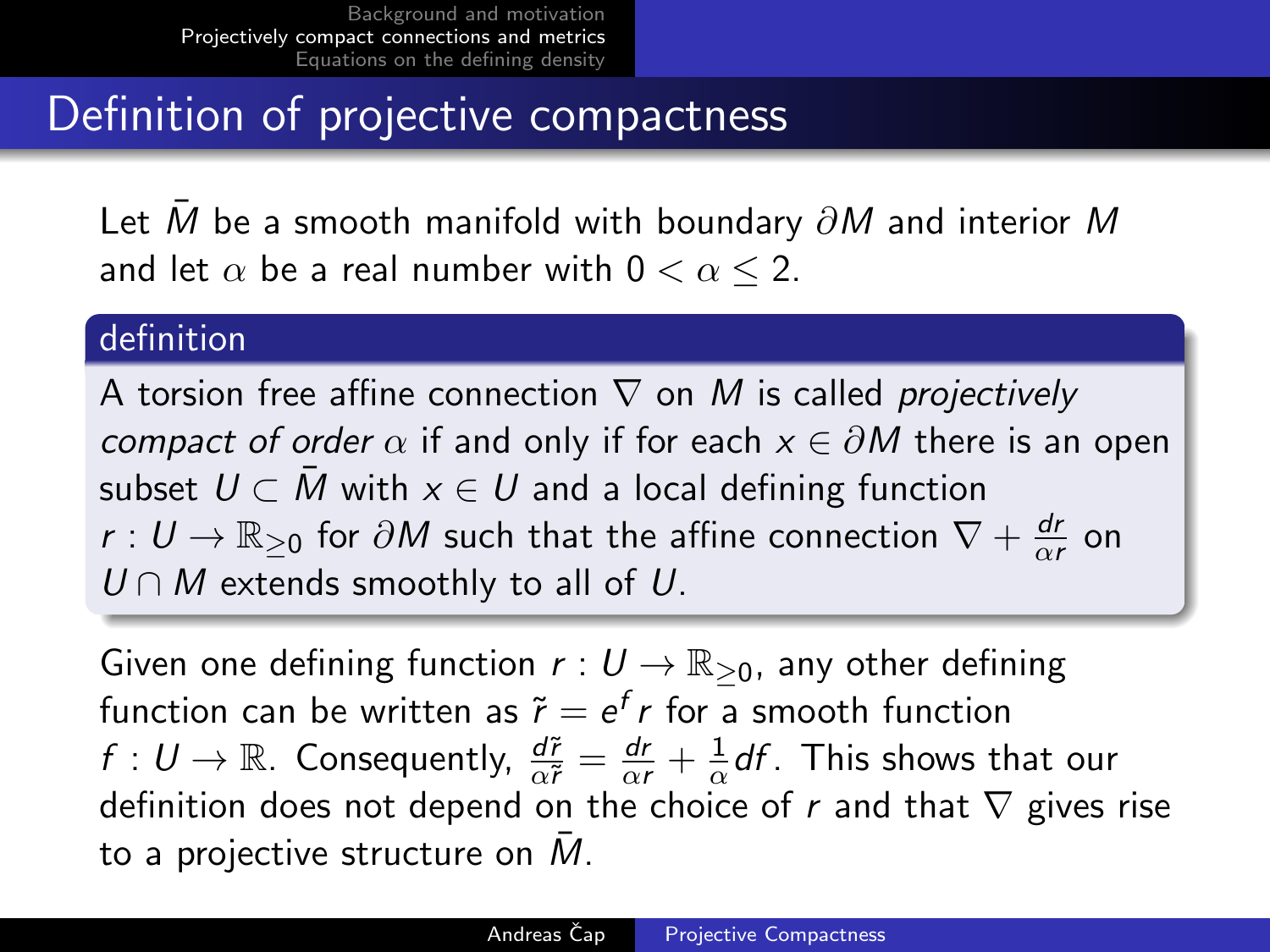# Definition of projective compactness

Let $\bar{M}$ be a smooth manifold with boundary $\partial M$ and interior $M$ and let $\alpha$ be a real number with $0 < \alpha \leq 2$.

**definition**

A torsion free affine connection $\nabla$ on $M$ is called *projectively compact of order* $\alpha$ if and only if for each $x \in \partial M$ there is an open subset $U \subset \bar{M}$ with $x \in U$ and a local defining function $r : U \to \mathbb{R}_{\geq 0}$ for $\partial M$ such that the affine connection $\nabla + \frac{dr}{\alpha r}$ on $U \cap M$ extends smoothly to all of $U$.

Given one defining function $r : U \to \mathbb{R}_{\geq 0}$, any other defining function can be written as $\tilde{r} = e^f r$ for a smooth function $f : U \to \mathbb{R}$. Consequently, $\frac{d\tilde{r}}{\alpha \tilde{r}} = \frac{dr}{\alpha r} + \frac{1}{\alpha} df$. This shows that our definition does not depend on the choice of $r$ and that $\nabla$ gives rise to a projective structure on $\bar{M}$.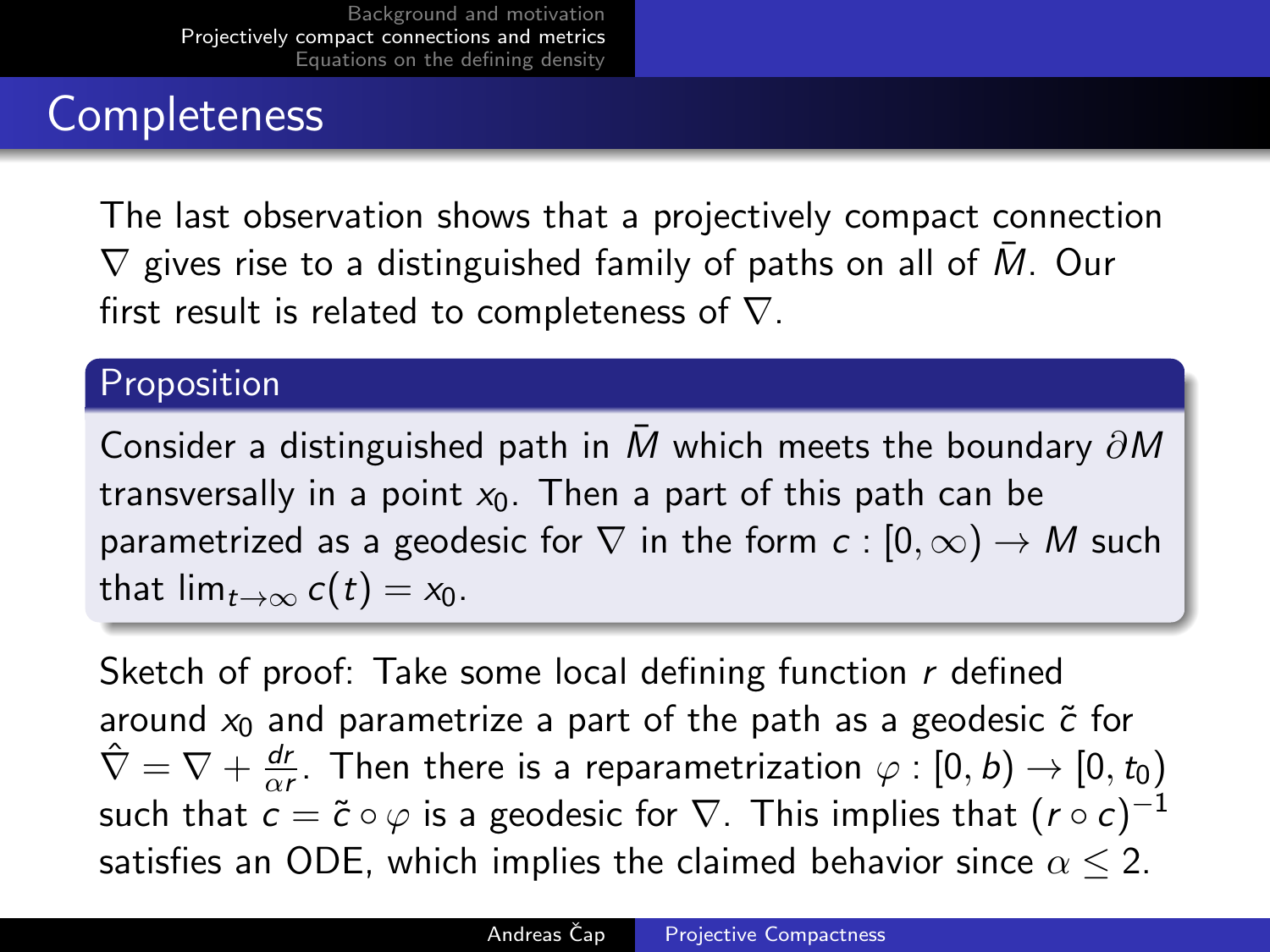## Completeness

The last observation shows that a projectively compact connection $\nabla$ gives rise to a distinguished family of paths on all of $\bar{M}$. Our first result is related to completeness of $\nabla$.

**Proposition**

Consider a distinguished path in $\bar{M}$ which meets the boundary $\partial M$ transversally in a point $x_0$. Then a part of this path can be parametrized as a geodesic for $\nabla$ in the form $c : [0, \infty) \to M$ such that $\lim_{t\to\infty} c(t) = x_0$.

Sketch of proof: Take some local defining function $r$ defined around $x_0$ and parametrize a part of the path as a geodesic $\tilde{c}$ for $\hat{\nabla} = \nabla + \frac{dr}{\alpha r}$. Then there is a reparametrization $\varphi : [0, b) \to [0, t_0)$ such that $c = \tilde{c} \circ \varphi$ is a geodesic for $\nabla$. This implies that $(r \circ c)^{-1}$ satisfies an ODE, which implies the claimed behavior since $\alpha \leq 2$.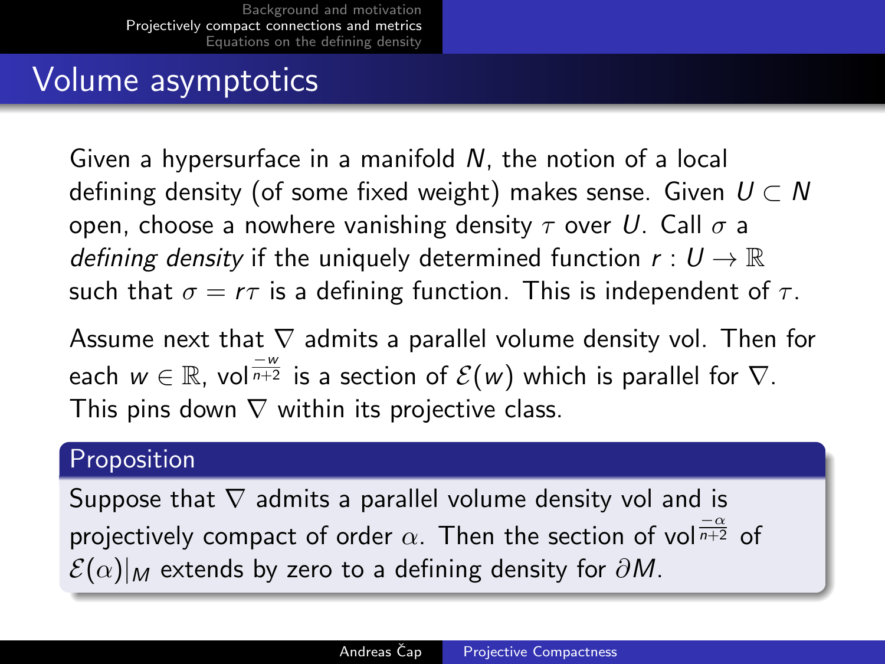## Volume asymptotics

Given a hypersurface in a manifold $N$, the notion of a local defining density (of some fixed weight) makes sense. Given $U \subset N$ open, choose a nowhere vanishing density $\tau$ over $U$. Call $\sigma$ a *defining density* if the uniquely determined function $r : U \to \mathbb{R}$ such that $\sigma = r\tau$ is a defining function. This is independent of $\tau$.

Assume next that $\nabla$ admits a parallel volume density vol. Then for each $w \in \mathbb{R}$, $\mathrm{vol}^{\frac{-w}{n+2}}$ is a section of $\mathcal{E}(w)$ which is parallel for $\nabla$. This pins down $\nabla$ within its projective class.

**Proposition**

Suppose that $\nabla$ admits a parallel volume density vol and is projectively compact of order $\alpha$. Then the section of $\mathrm{vol}^{\frac{-\alpha}{n+2}}$ of $\mathcal{E}(\alpha)|_M$ extends by zero to a defining density for $\partial M$.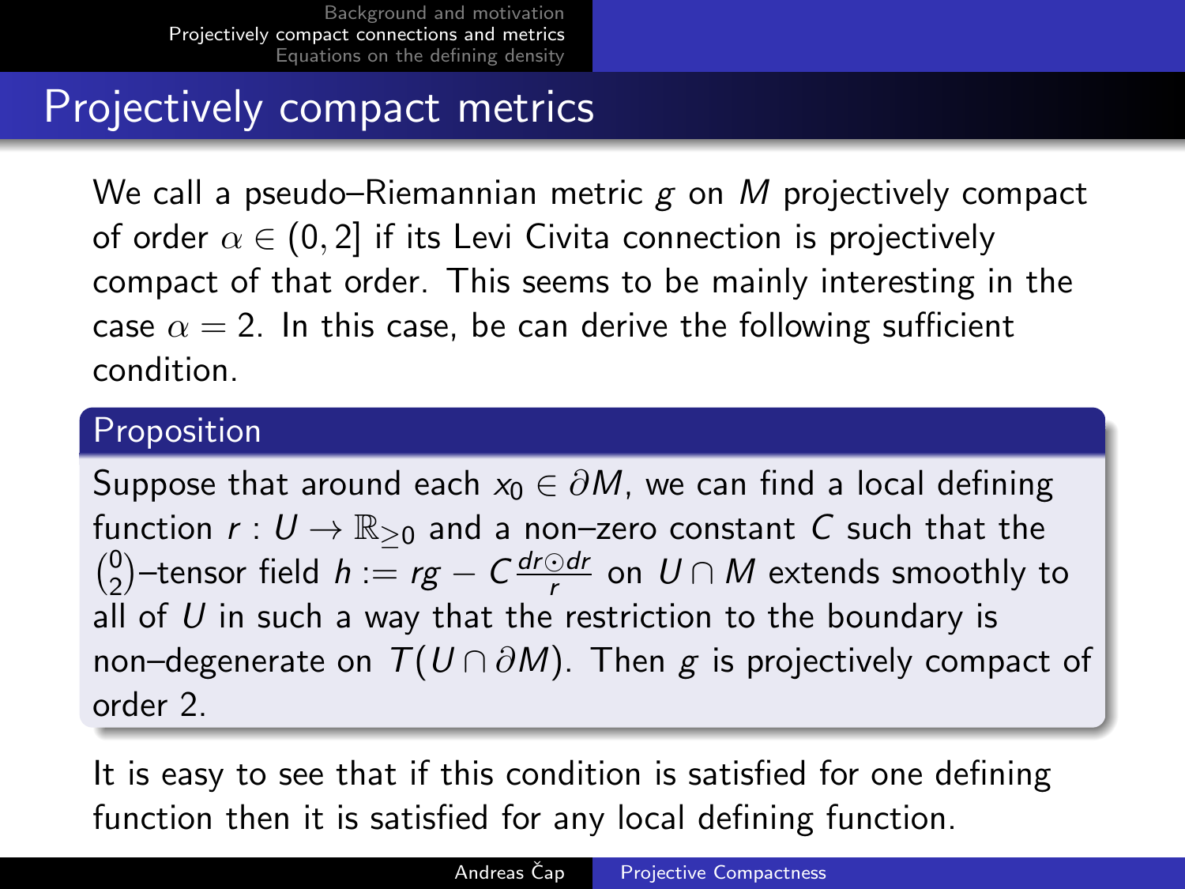## Projectively compact metrics

We call a pseudo–Riemannian metric $g$ on $M$ projectively compact of order $\alpha \in (0, 2]$ if its Levi Civita connection is projectively compact of that order. This seems to be mainly interesting in the case $\alpha = 2$. In this case, be can derive the following sufficient condition.

**Proposition**

Suppose that around each $x_0 \in \partial M$, we can find a local defining function $r : U \to \mathbb{R}_{\geq 0}$ and a non–zero constant $C$ such that the $\binom{0}{2}$–tensor field $h := rg - C\frac{dr \odot dr}{r}$ on $U \cap M$ extends smoothly to all of $U$ in such a way that the restriction to the boundary is non–degenerate on $T(U \cap \partial M)$. Then $g$ is projectively compact of order 2.

It is easy to see that if this condition is satisfied for one defining function then it is satisfied for any local defining function.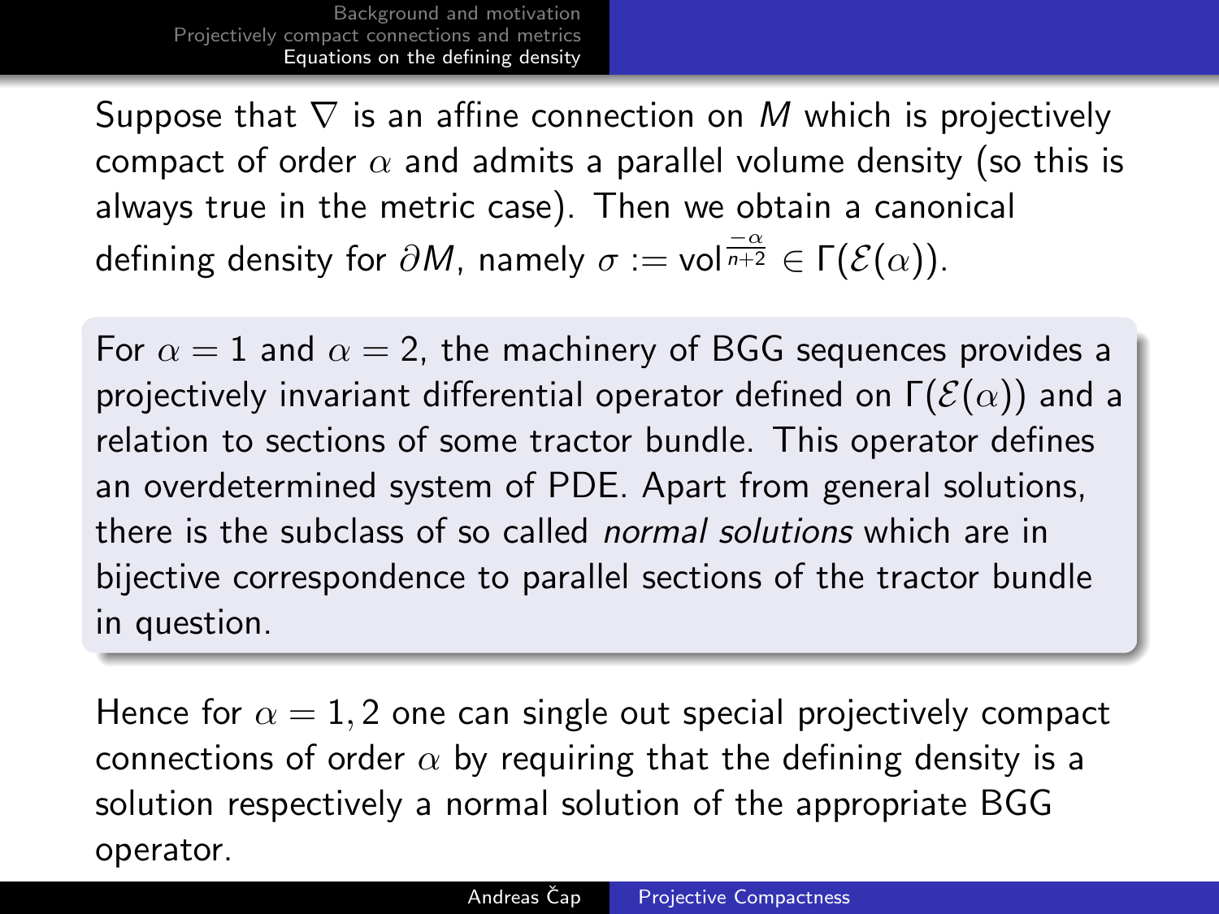Suppose that $\nabla$ is an affine connection on $M$ which is projectively compact of order $\alpha$ and admits a parallel volume density (so this is always true in the metric case). Then we obtain a canonical defining density for $\partial M$, namely $\sigma := \mathrm{vol}^{\frac{-\alpha}{n+2}} \in \Gamma(\mathcal{E}(\alpha))$.

For $\alpha = 1$ and $\alpha = 2$, the machinery of BGG sequences provides a projectively invariant differential operator defined on $\Gamma(\mathcal{E}(\alpha))$ and a relation to sections of some tractor bundle. This operator defines an overdetermined system of PDE. Apart from general solutions, there is the subclass of so called *normal solutions* which are in bijective correspondence to parallel sections of the tractor bundle in question.

Hence for $\alpha = 1, 2$ one can single out special projectively compact connections of order $\alpha$ by requiring that the defining density is a solution respectively a normal solution of the appropriate BGG operator.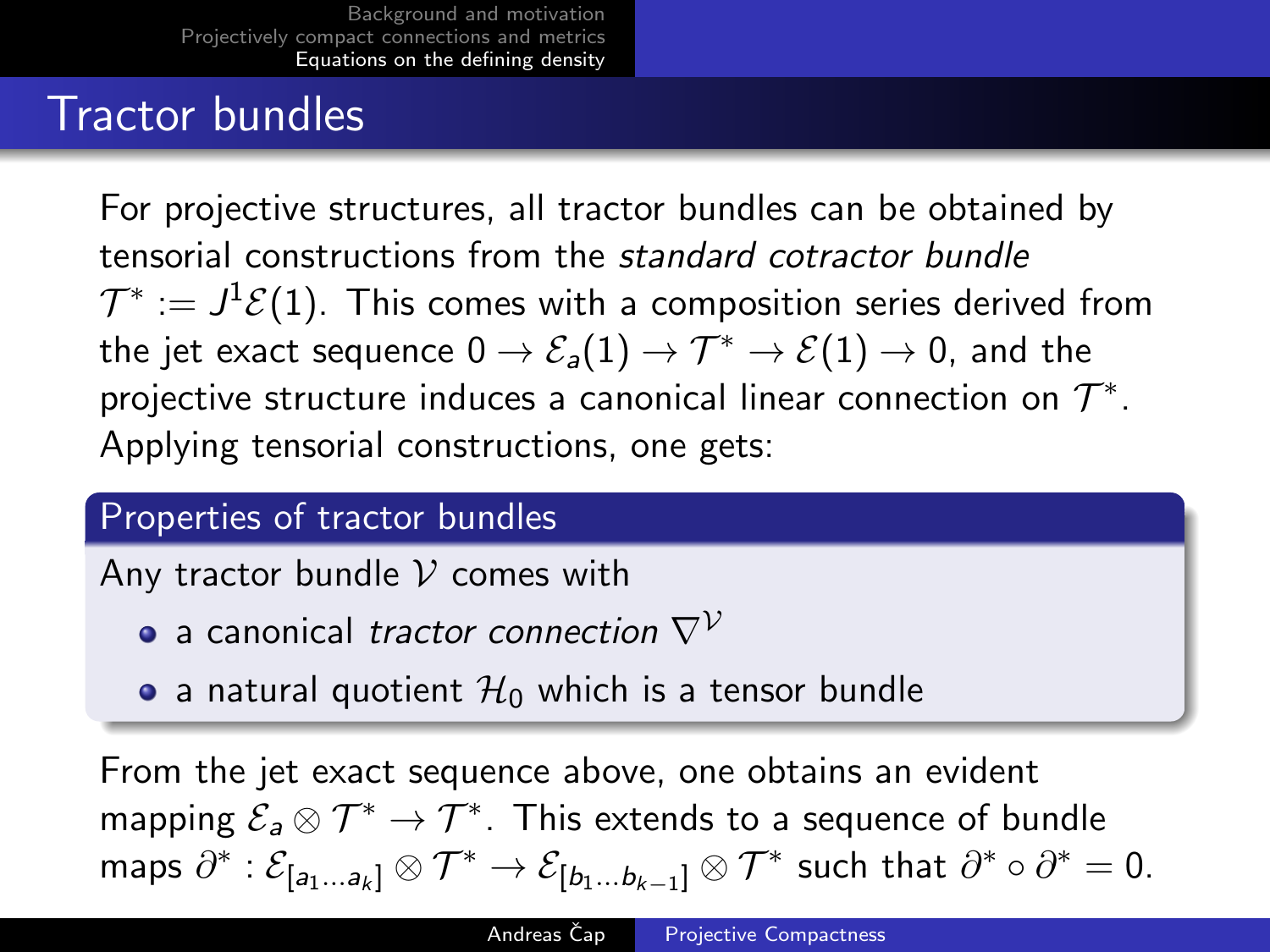# Tractor bundles

For projective structures, all tractor bundles can be obtained by tensorial constructions from the *standard cotractor bundle* $\mathcal{T}^* := J^1\mathcal{E}(1)$. This comes with a composition series derived from the jet exact sequence $0 \to \mathcal{E}_a(1) \to \mathcal{T}^* \to \mathcal{E}(1) \to 0$, and the projective structure induces a canonical linear connection on $\mathcal{T}^*$. Applying tensorial constructions, one gets:

## Properties of tractor bundles

Any tractor bundle $\mathcal{V}$ comes with

- a canonical *tractor connection* $\nabla^{\mathcal{V}}$
- a natural quotient $\mathcal{H}_0$ which is a tensor bundle

From the jet exact sequence above, one obtains an evident mapping $\mathcal{E}_a \otimes \mathcal{T}^* \to \mathcal{T}^*$. This extends to a sequence of bundle maps $\partial^* : \mathcal{E}_{[a_1 \dots a_k]} \otimes \mathcal{T}^* \to \mathcal{E}_{[b_1 \dots b_{k-1}]} \otimes \mathcal{T}^*$ such that $\partial^* \circ \partial^* = 0$.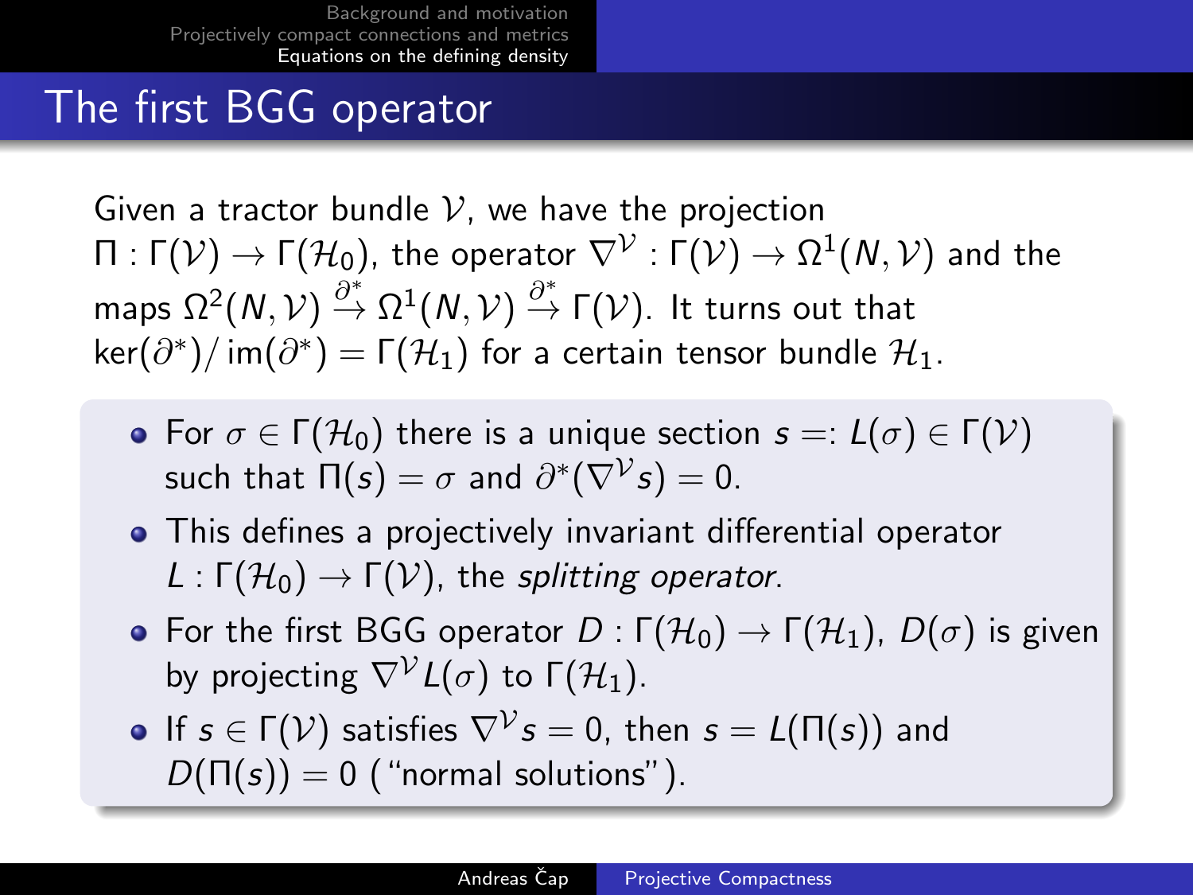# The first BGG operator

Given a tractor bundle $\mathcal{V}$, we have the projection $\Pi : \Gamma(\mathcal{V}) \to \Gamma(\mathcal{H}_0)$, the operator $\nabla^{\mathcal{V}} : \Gamma(\mathcal{V}) \to \Omega^1(N, \mathcal{V})$ and the maps $\Omega^2(N, \mathcal{V}) \xrightarrow{\partial^*} \Omega^1(N, \mathcal{V}) \xrightarrow{\partial^*} \Gamma(\mathcal{V})$. It turns out that $\ker(\partial^*)/\operatorname{im}(\partial^*) = \Gamma(\mathcal{H}_1)$ for a certain tensor bundle $\mathcal{H}_1$.

- For $\sigma \in \Gamma(\mathcal{H}_0)$ there is a unique section $s =: L(\sigma) \in \Gamma(\mathcal{V})$ such that $\Pi(s) = \sigma$ and $\partial^*(\nabla^{\mathcal{V}} s) = 0$.
- This defines a projectively invariant differential operator $L : \Gamma(\mathcal{H}_0) \to \Gamma(\mathcal{V})$, the *splitting operator*.
- For the first BGG operator $D : \Gamma(\mathcal{H}_0) \to \Gamma(\mathcal{H}_1)$, $D(\sigma)$ is given by projecting $\nabla^{\mathcal{V}} L(\sigma)$ to $\Gamma(\mathcal{H}_1)$.
- If $s \in \Gamma(\mathcal{V})$ satisfies $\nabla^{\mathcal{V}} s = 0$, then $s = L(\Pi(s))$ and $D(\Pi(s)) = 0$ ("normal solutions").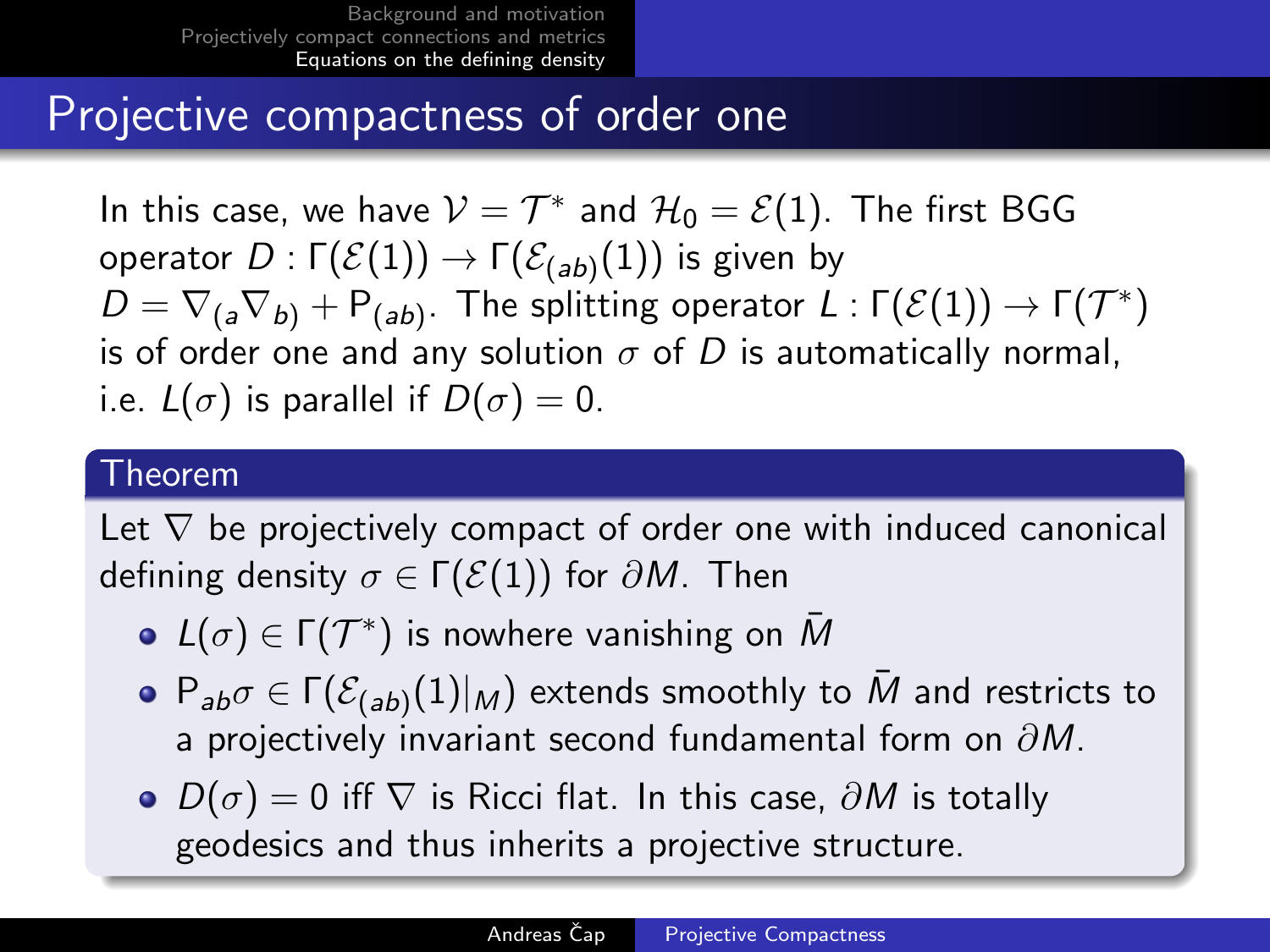# Projective compactness of order one

In this case, we have $\mathcal{V} = \mathcal{T}^*$ and $\mathcal{H}_0 = \mathcal{E}(1)$. The first BGG operator $D : \Gamma(\mathcal{E}(1)) \to \Gamma(\mathcal{E}_{(ab)}(1))$ is given by $D = \nabla_{(a}\nabla_{b)} + \mathsf{P}_{(ab)}$. The splitting operator $L : \Gamma(\mathcal{E}(1)) \to \Gamma(\mathcal{T}^*)$ is of order one and any solution $\sigma$ of $D$ is automatically normal, i.e. $L(\sigma)$ is parallel if $D(\sigma) = 0$.

**Theorem**

Let $\nabla$ be projectively compact of order one with induced canonical defining density $\sigma \in \Gamma(\mathcal{E}(1))$ for $\partial M$. Then

- $L(\sigma) \in \Gamma(\mathcal{T}^*)$ is nowhere vanishing on $\bar{M}$
- $\mathsf{P}_{ab}\sigma \in \Gamma(\mathcal{E}_{(ab)}(1)|_M)$ extends smoothly to $\bar{M}$ and restricts to a projectively invariant second fundamental form on $\partial M$.
- $D(\sigma) = 0$ iff $\nabla$ is Ricci flat. In this case, $\partial M$ is totally geodesics and thus inherits a projective structure.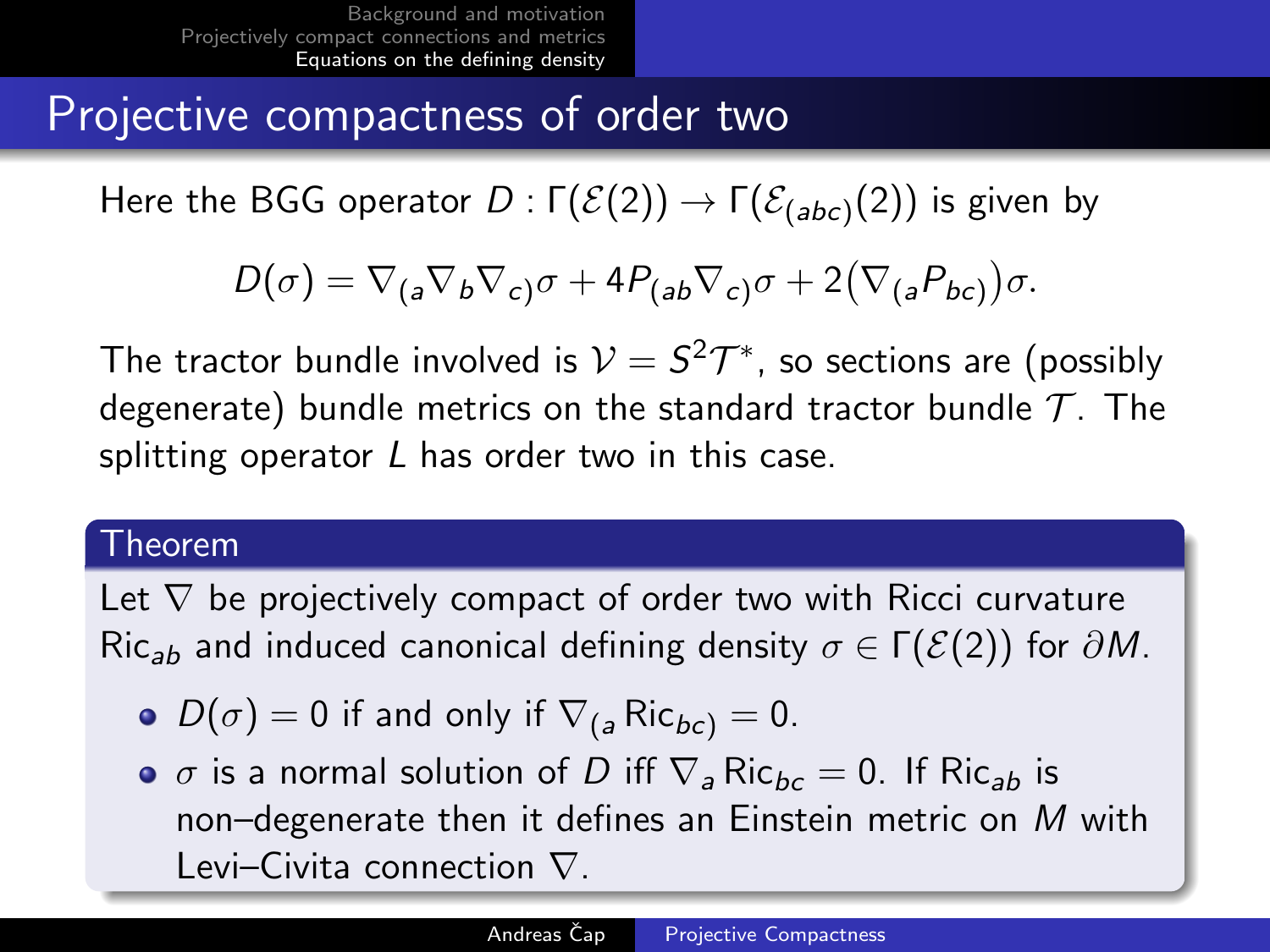# Projective compactness of order two

Here the BGG operator $D : \Gamma(\mathcal{E}(2)) \to \Gamma(\mathcal{E}_{(abc)}(2))$ is given by

$$D(\sigma) = \nabla_{(a}\nabla_b\nabla_{c)}\sigma + 4P_{(ab}\nabla_{c)}\sigma + 2\big(\nabla_{(a}P_{bc)}\big)\sigma.$$

The tractor bundle involved is $\mathcal{V} = S^2\mathcal{T}^*$, so sections are (possibly degenerate) bundle metrics on the standard tractor bundle $\mathcal{T}$. The splitting operator $L$ has order two in this case.

**Theorem**

Let $\nabla$ be projectively compact of order two with Ricci curvature $\mathrm{Ric}_{ab}$ and induced canonical defining density $\sigma \in \Gamma(\mathcal{E}(2))$ for $\partial M$.

- $D(\sigma) = 0$ if and only if $\nabla_{(a}\mathrm{Ric}_{bc)} = 0$.
- $\sigma$ is a normal solution of $D$ iff $\nabla_a \mathrm{Ric}_{bc} = 0$. If $\mathrm{Ric}_{ab}$ is non–degenerate then it defines an Einstein metric on $M$ with Levi–Civita connection $\nabla$.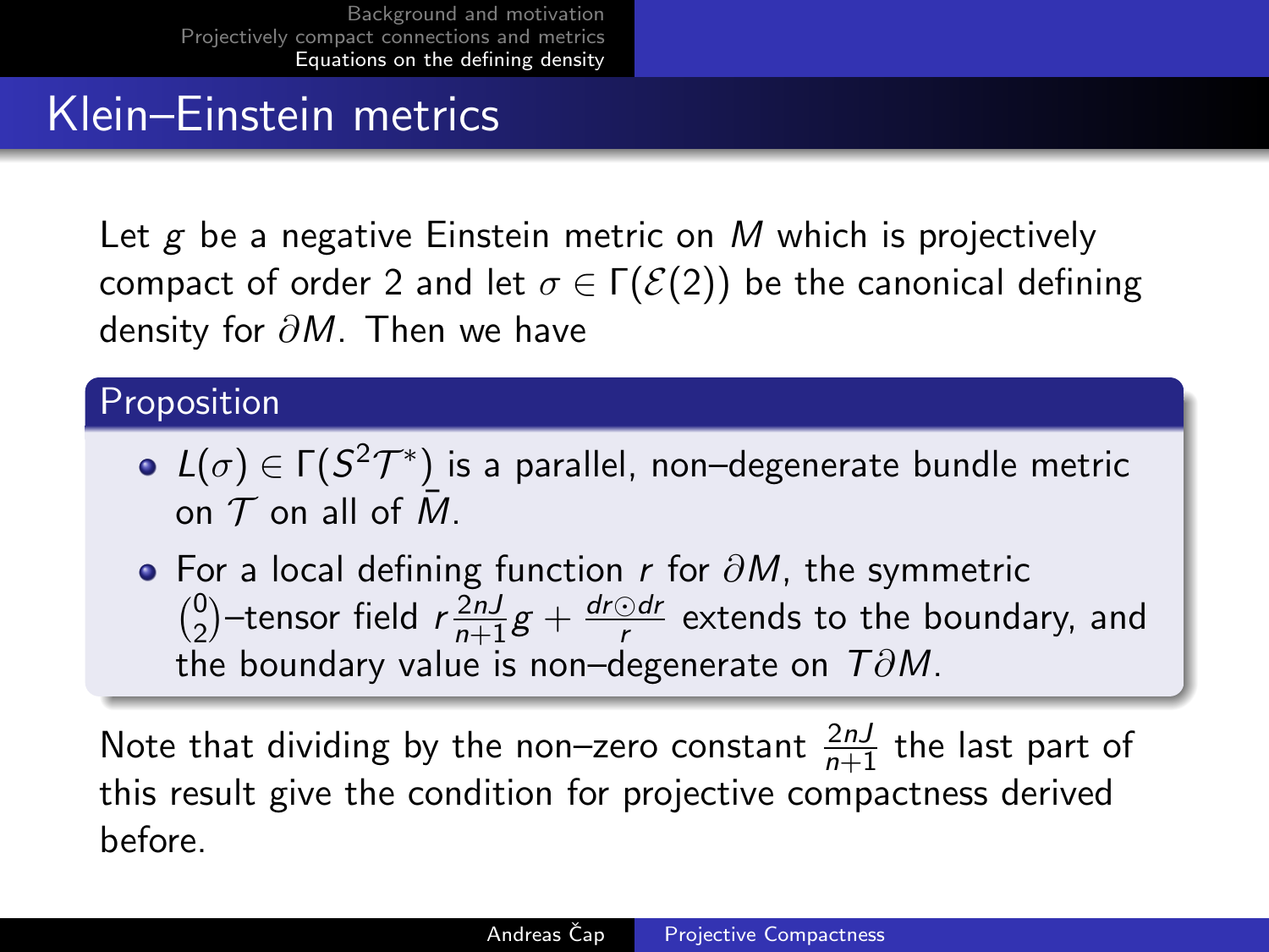# Klein–Einstein metrics

Let $g$ be a negative Einstein metric on $M$ which is projectively compact of order 2 and let $\sigma \in \Gamma(\mathcal{E}(2))$ be the canonical defining density for $\partial M$. Then we have

**Proposition**

- $L(\sigma) \in \Gamma(S^2\mathcal{T}^*)$ is a parallel, non–degenerate bundle metric on $\mathcal{T}$ on all of $\bar{M}$.
- For a local defining function $r$ for $\partial M$, the symmetric $\binom{0}{2}$–tensor field $r\frac{2nJ}{n+1}g + \frac{dr \odot dr}{r}$ extends to the boundary, and the boundary value is non–degenerate on $T\partial M$.

Note that dividing by the non–zero constant $\frac{2nJ}{n+1}$ the last part of this result give the condition for projective compactness derived before.